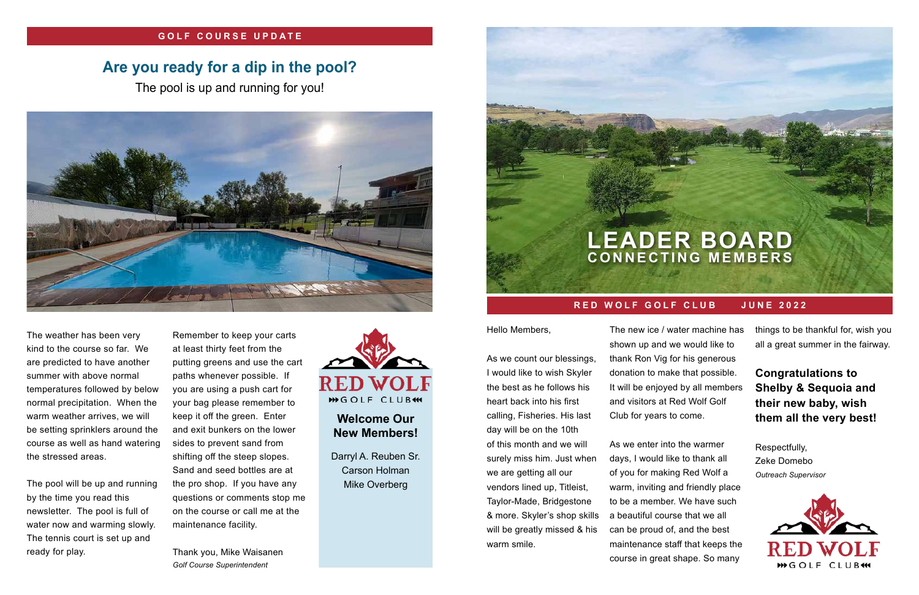GOLF COURSE UPDATE

## Are you ready for a dip in the pool?

The pool is up and running for you!

The weather has been very kind to the course so far. We are predicted to have another summer with above normal temperatures followed by below normal precipitation. When the warm weather arrives, we will be setting sprinklers around the course as well as hand watering the stressed areas.

The pool will be up and running by the time you read this newsletter. The pool is full of water now and warming slowly. The tennis court is set up and ready for play.

Remember to keep your carts at least thirty feet from the putting greens and use the cart paths whenever possible. If you are using a push cart for your bag please remember to keep it off the green. Enter and exit bunkers on the lower sides to prevent sand from shifting off the steep slopes. Sand and seed bottles are at the pro shop. If you have any questions or comments stop me on the course or call me at the maintenance facility.

Thank you, Mike Waisanen
*Golf Course Superintendent*

RED WOLF
GOLF CLUB

### Welcome Our New Members!

Darryl A. Reuben Sr.
Carson Holman
Mike Overberg

# LEADER BOARD
## CONNECTING MEMBERS

RED WOLF GOLF CLUB JUNE 2022

Hello Members,

As we count our blessings, I would like to wish Skyler the best as he follows his heart back into his first calling, Fisheries. His last day will be on the 10th of this month and we will surely miss him. Just when we are getting all our vendors lined up, Titleist, Taylor-Made, Bridgestone & more. Skyler's shop skills will be greatly missed & his warm smile.

The new ice / water machine has shown up and we would like to thank Ron Vig for his generous donation to make that possible. It will be enjoyed by all members and visitors at Red Wolf Golf Club for years to come.

As we enter into the warmer days, I would like to thank all of you for making Red Wolf a warm, inviting and friendly place to be a member. We have such a beautiful course that we all can be proud of, and the best maintenance staff that keeps the course in great shape. So many things to be thankful for, wish you all a great summer in the fairway.

**Congratulations to Shelby & Sequoia and their new baby, wish them all the very best!**

Respectfully,
Zeke Domebo
*Outreach Supervisor*

RED WOLF
GOLF CLUB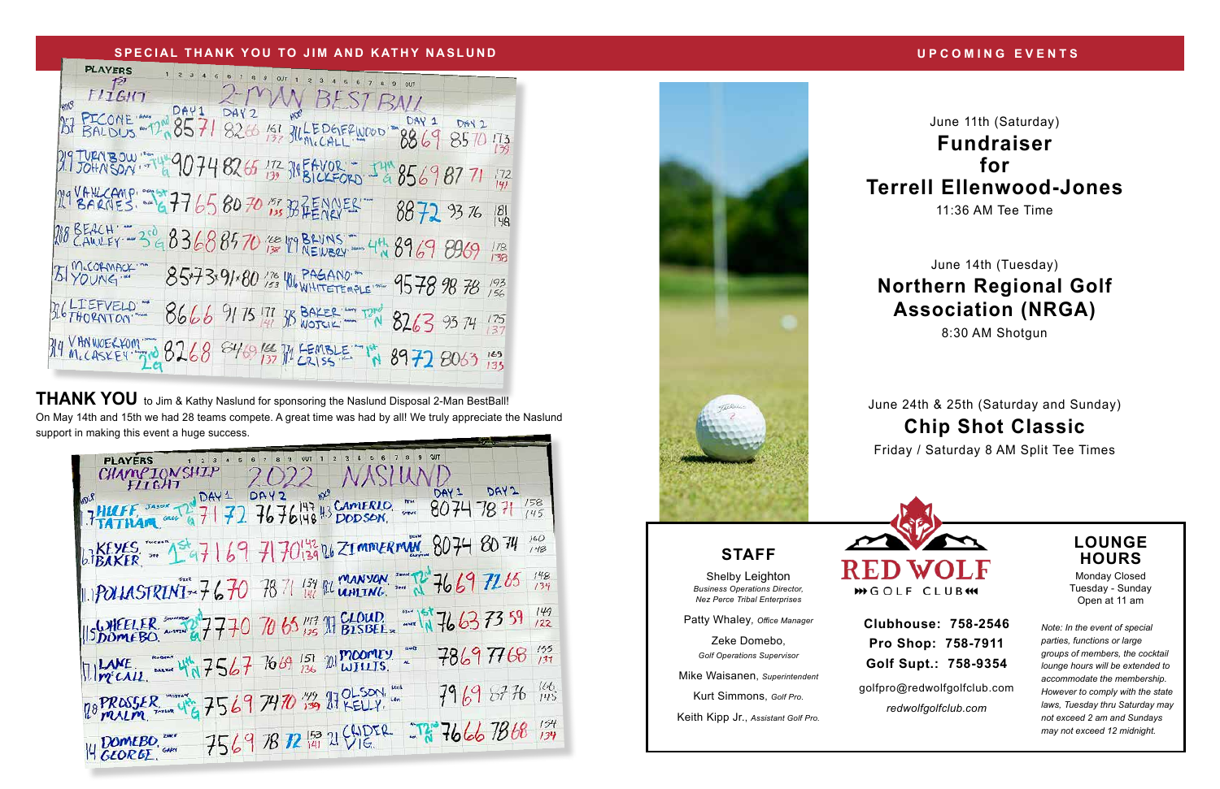## SPECIAL THANK YOU TO JIM AND KATHY NASLUND

**THANK YOU** to Jim & Kathy Naslund for sponsoring the Naslund Disposal 2-Man BestBall! On May 14th and 15th we had 28 teams compete. A great time was had by all! We truly appreciate the Naslund support in making this event a huge success.

## UPCOMING EVENTS

June 11th (Saturday)

### Fundraiser for Terrell Ellenwood-Jones

11:36 AM Tee Time

June 14th (Tuesday)

### Northern Regional Golf Association (NRGA)

8:30 AM Shotgun

June 24th & 25th (Saturday and Sunday)

### Chip Shot Classic

Friday / Saturday 8 AM Split Tee Times

### STAFF

Shelby Leighton
*Business Operations Director, Nez Perce Tribal Enterprises*

Patty Whaley, *Office Manager*

Zeke Domebo,
*Golf Operations Supervisor*

Mike Waisanen, *Superintendent*

Kurt Simmons, *Golf Pro.*

Keith Kipp Jr., *Assistant Golf Pro.*

RED WOLF GOLF CLUB

**Clubhouse: 758-2546**
**Pro Shop: 758-7911**
**Golf Supt.: 758-9354**

golfpro@redwolfgolfclub.com

*redwolfgolfclub.com*

### LOUNGE HOURS

Monday Closed
Tuesday - Sunday
Open at 11 am

*Note: In the event of special parties, functions or large groups of members, the cocktail lounge hours will be extended to accommodate the membership. However to comply with the state laws, Tuesday thru Saturday may not exceed 2 am and Sundays may not exceed 12 midnight.*